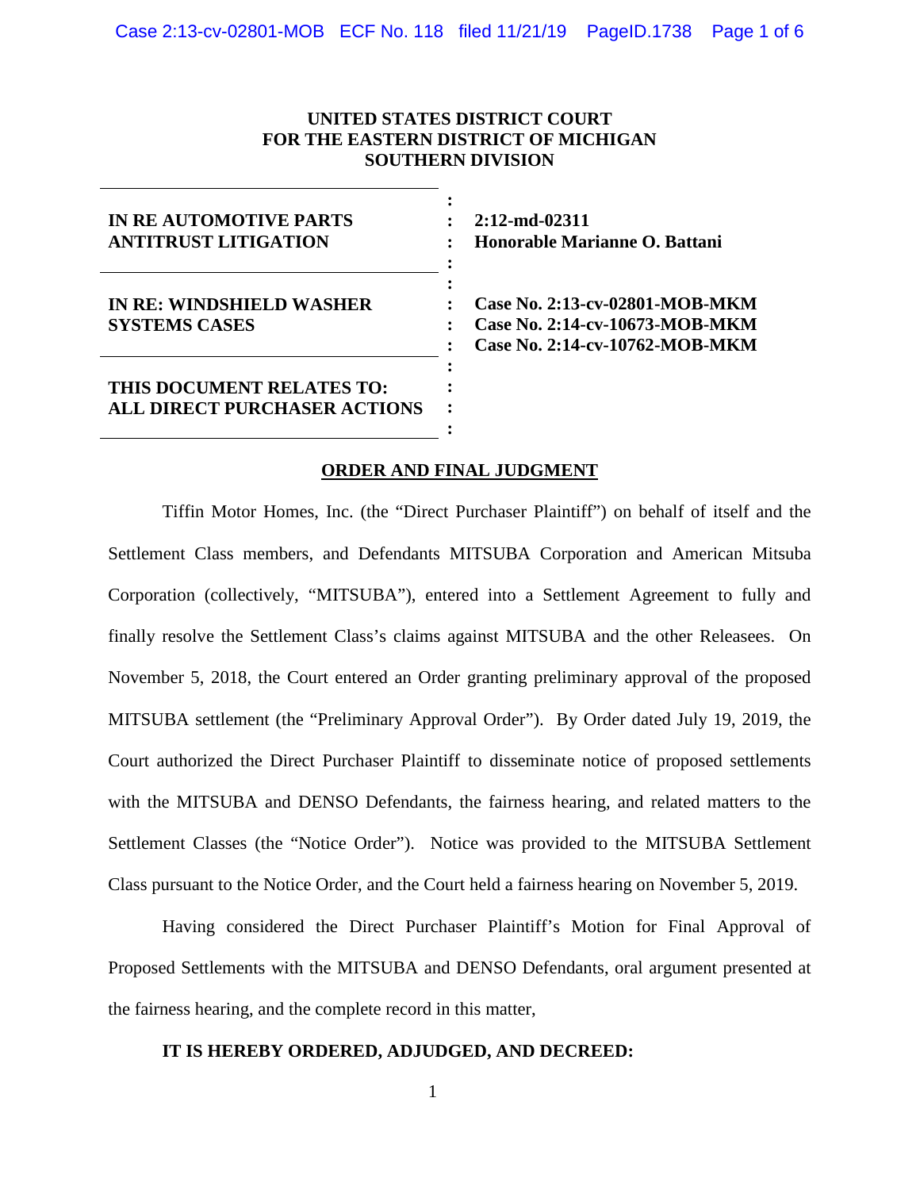**UNITED STATES DISTRICT COURT**
**FOR THE EASTERN DISTRICT OF MICHIGAN**
**SOUTHERN DIVISION**

| | | |
|---|---|---|
| **IN RE AUTOMOTIVE PARTS ANTITRUST LITIGATION** | : | **2:12-md-02311** **Honorable Marianne O. Battani** |
| **IN RE: WINDSHIELD WASHER SYSTEMS CASES** | : | **Case No. 2:13-cv-02801-MOB-MKM** **Case No. 2:14-cv-10673-MOB-MKM** **Case No. 2:14-cv-10762-MOB-MKM** |
| **THIS DOCUMENT RELATES TO: ALL DIRECT PURCHASER ACTIONS** | : | |

**ORDER AND FINAL JUDGMENT**

Tiffin Motor Homes, Inc. (the "Direct Purchaser Plaintiff") on behalf of itself and the Settlement Class members, and Defendants MITSUBA Corporation and American Mitsuba Corporation (collectively, "MITSUBA"), entered into a Settlement Agreement to fully and finally resolve the Settlement Class's claims against MITSUBA and the other Releasees. On November 5, 2018, the Court entered an Order granting preliminary approval of the proposed MITSUBA settlement (the "Preliminary Approval Order"). By Order dated July 19, 2019, the Court authorized the Direct Purchaser Plaintiff to disseminate notice of proposed settlements with the MITSUBA and DENSO Defendants, the fairness hearing, and related matters to the Settlement Classes (the "Notice Order"). Notice was provided to the MITSUBA Settlement Class pursuant to the Notice Order, and the Court held a fairness hearing on November 5, 2019.

Having considered the Direct Purchaser Plaintiff's Motion for Final Approval of Proposed Settlements with the MITSUBA and DENSO Defendants, oral argument presented at the fairness hearing, and the complete record in this matter,

**IT IS HEREBY ORDERED, ADJUDGED, AND DECREED:**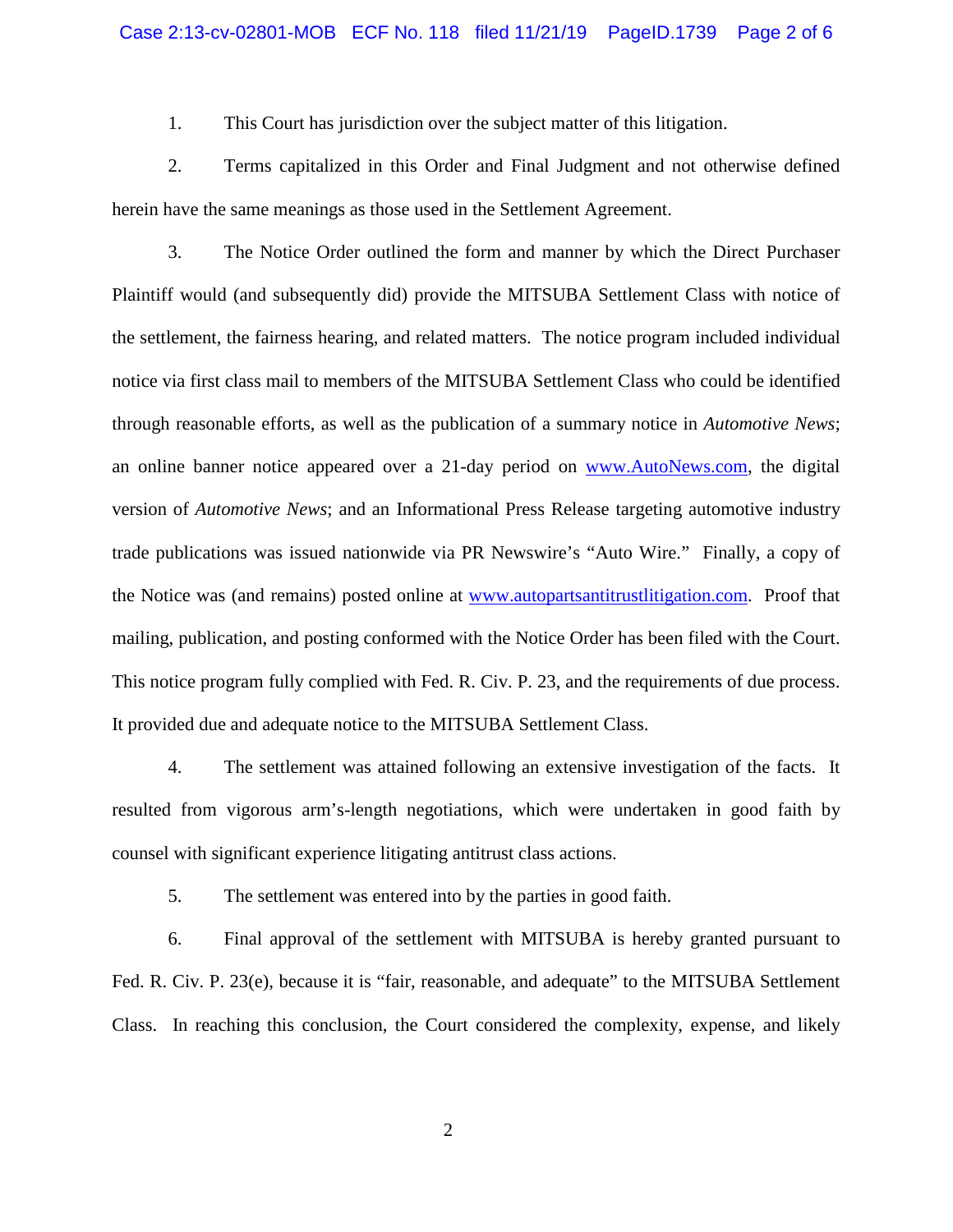1. This Court has jurisdiction over the subject matter of this litigation.

2. Terms capitalized in this Order and Final Judgment and not otherwise defined herein have the same meanings as those used in the Settlement Agreement.

3. The Notice Order outlined the form and manner by which the Direct Purchaser Plaintiff would (and subsequently did) provide the MITSUBA Settlement Class with notice of the settlement, the fairness hearing, and related matters. The notice program included individual notice via first class mail to members of the MITSUBA Settlement Class who could be identified through reasonable efforts, as well as the publication of a summary notice in *Automotive News*; an online banner notice appeared over a 21-day period on www.AutoNews.com, the digital version of *Automotive News*; and an Informational Press Release targeting automotive industry trade publications was issued nationwide via PR Newswire's "Auto Wire." Finally, a copy of the Notice was (and remains) posted online at www.autopartsantitrustlitigation.com. Proof that mailing, publication, and posting conformed with the Notice Order has been filed with the Court. This notice program fully complied with Fed. R. Civ. P. 23, and the requirements of due process. It provided due and adequate notice to the MITSUBA Settlement Class.

4. The settlement was attained following an extensive investigation of the facts. It resulted from vigorous arm's-length negotiations, which were undertaken in good faith by counsel with significant experience litigating antitrust class actions.

5. The settlement was entered into by the parties in good faith.

6. Final approval of the settlement with MITSUBA is hereby granted pursuant to Fed. R. Civ. P. 23(e), because it is "fair, reasonable, and adequate" to the MITSUBA Settlement Class. In reaching this conclusion, the Court considered the complexity, expense, and likely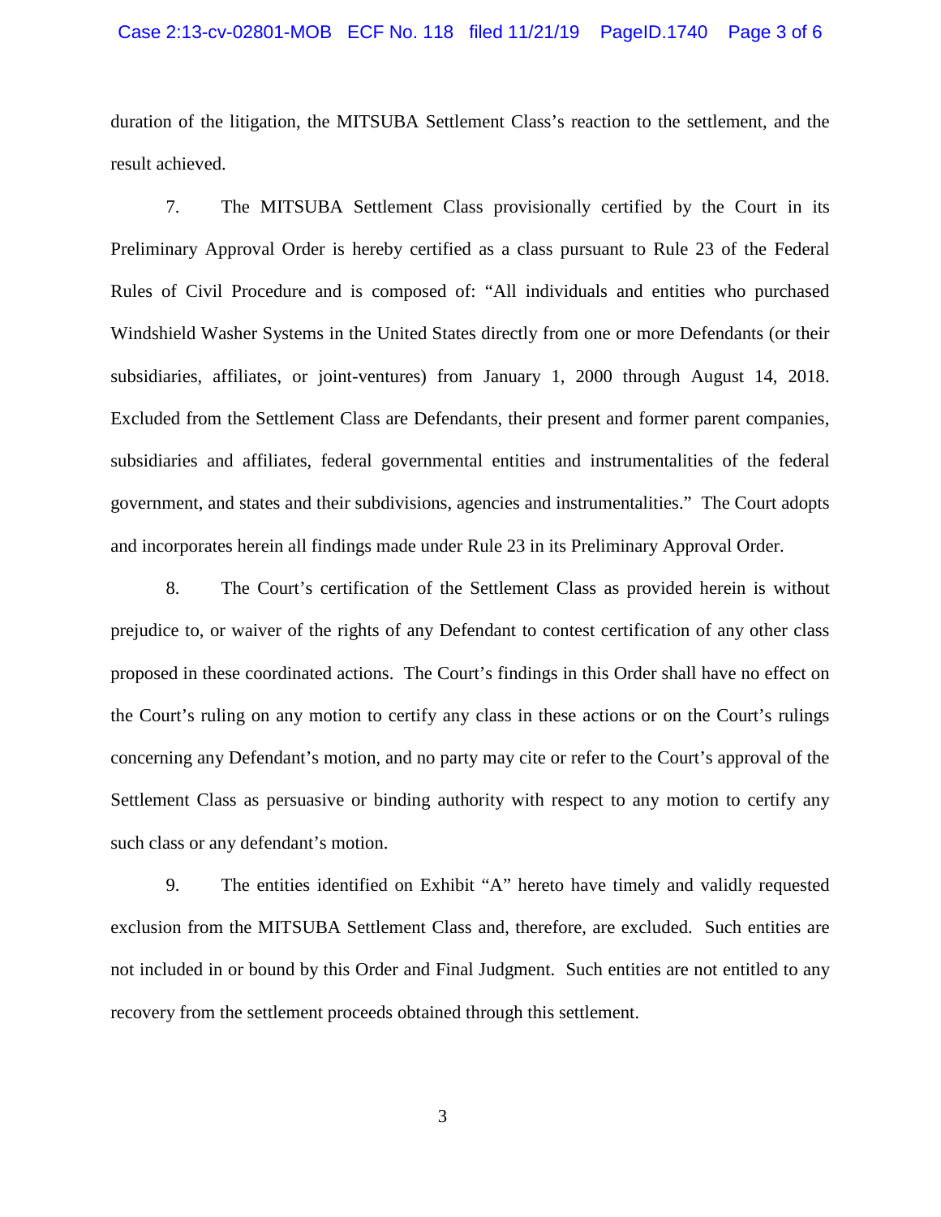duration of the litigation, the MITSUBA Settlement Class's reaction to the settlement, and the result achieved.

7. The MITSUBA Settlement Class provisionally certified by the Court in its Preliminary Approval Order is hereby certified as a class pursuant to Rule 23 of the Federal Rules of Civil Procedure and is composed of: "All individuals and entities who purchased Windshield Washer Systems in the United States directly from one or more Defendants (or their subsidiaries, affiliates, or joint-ventures) from January 1, 2000 through August 14, 2018. Excluded from the Settlement Class are Defendants, their present and former parent companies, subsidiaries and affiliates, federal governmental entities and instrumentalities of the federal government, and states and their subdivisions, agencies and instrumentalities." The Court adopts and incorporates herein all findings made under Rule 23 in its Preliminary Approval Order.

8. The Court's certification of the Settlement Class as provided herein is without prejudice to, or waiver of the rights of any Defendant to contest certification of any other class proposed in these coordinated actions. The Court's findings in this Order shall have no effect on the Court's ruling on any motion to certify any class in these actions or on the Court's rulings concerning any Defendant's motion, and no party may cite or refer to the Court's approval of the Settlement Class as persuasive or binding authority with respect to any motion to certify any such class or any defendant's motion.

9. The entities identified on Exhibit "A" hereto have timely and validly requested exclusion from the MITSUBA Settlement Class and, therefore, are excluded. Such entities are not included in or bound by this Order and Final Judgment. Such entities are not entitled to any recovery from the settlement proceeds obtained through this settlement.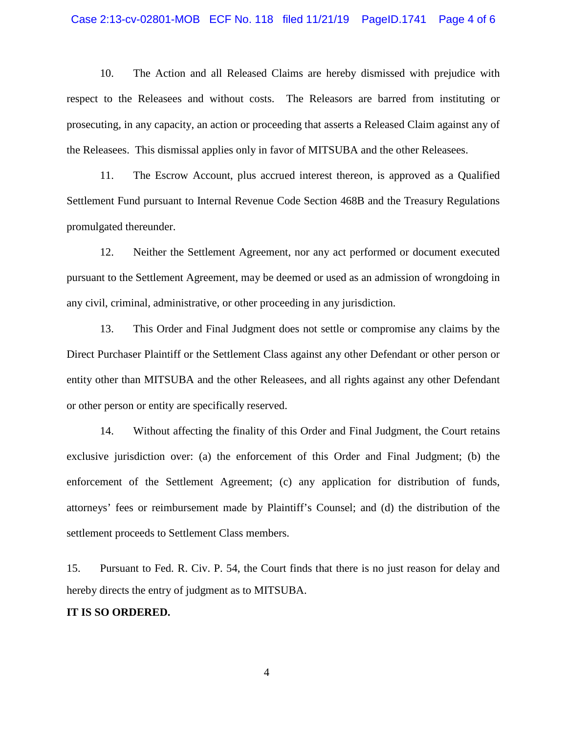10. The Action and all Released Claims are hereby dismissed with prejudice with respect to the Releasees and without costs. The Releasors are barred from instituting or prosecuting, in any capacity, an action or proceeding that asserts a Released Claim against any of the Releasees. This dismissal applies only in favor of MITSUBA and the other Releasees.

11. The Escrow Account, plus accrued interest thereon, is approved as a Qualified Settlement Fund pursuant to Internal Revenue Code Section 468B and the Treasury Regulations promulgated thereunder.

12. Neither the Settlement Agreement, nor any act performed or document executed pursuant to the Settlement Agreement, may be deemed or used as an admission of wrongdoing in any civil, criminal, administrative, or other proceeding in any jurisdiction.

13. This Order and Final Judgment does not settle or compromise any claims by the Direct Purchaser Plaintiff or the Settlement Class against any other Defendant or other person or entity other than MITSUBA and the other Releasees, and all rights against any other Defendant or other person or entity are specifically reserved.

14. Without affecting the finality of this Order and Final Judgment, the Court retains exclusive jurisdiction over: (a) the enforcement of this Order and Final Judgment; (b) the enforcement of the Settlement Agreement; (c) any application for distribution of funds, attorneys' fees or reimbursement made by Plaintiff's Counsel; and (d) the distribution of the settlement proceeds to Settlement Class members.

15. Pursuant to Fed. R. Civ. P. 54, the Court finds that there is no just reason for delay and hereby directs the entry of judgment as to MITSUBA.

**IT IS SO ORDERED.**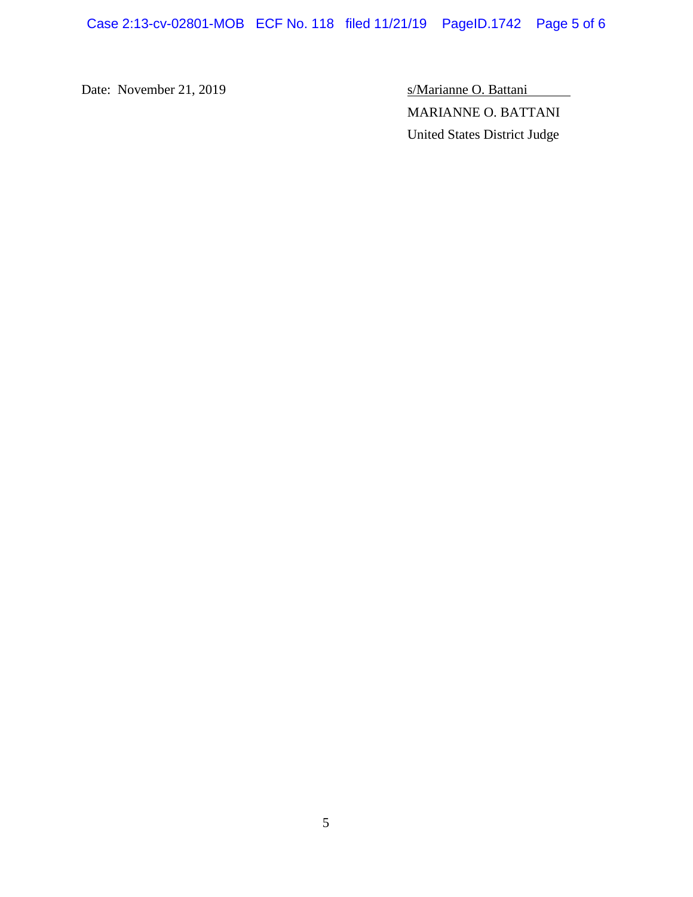Date: November 21, 2019

s/Marianne O. Battani
MARIANNE O. BATTANI
United States District Judge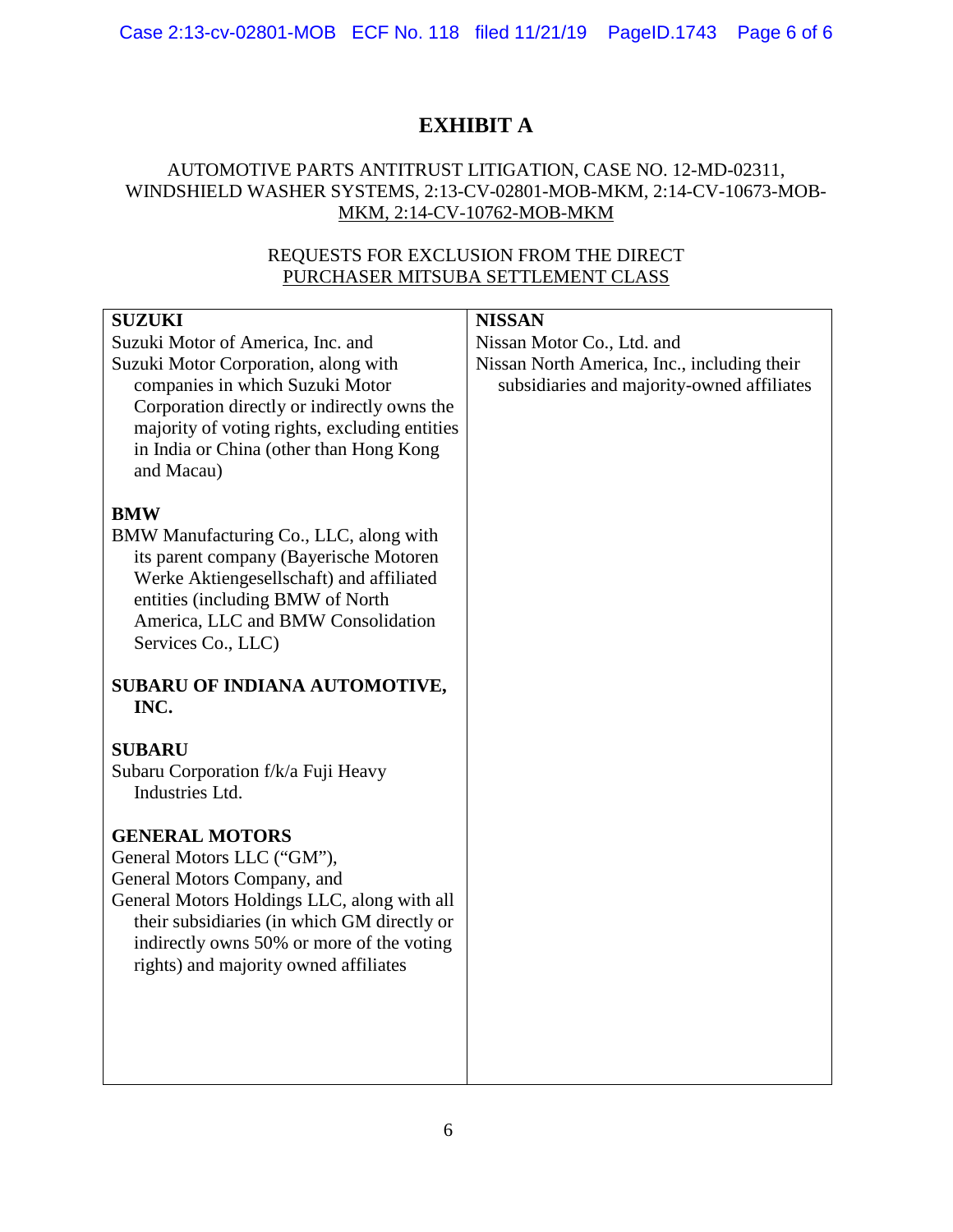# EXHIBIT A

AUTOMOTIVE PARTS ANTITRUST LITIGATION, CASE NO. 12-MD-02311, WINDSHIELD WASHER SYSTEMS, 2:13-CV-02801-MOB-MKM, 2:14-CV-10673-MOB-MKM, 2:14-CV-10762-MOB-MKM

REQUESTS FOR EXCLUSION FROM THE DIRECT PURCHASER MITSUBA SETTLEMENT CLASS

| | |
|---|---|
| **SUZUKI**<br>Suzuki Motor of America, Inc. and<br>Suzuki Motor Corporation, along with companies in which Suzuki Motor Corporation directly or indirectly owns the majority of voting rights, excluding entities in India or China (other than Hong Kong and Macau)<br><br>**BMW**<br>BMW Manufacturing Co., LLC, along with its parent company (Bayerische Motoren Werke Aktiengesellschaft) and affiliated entities (including BMW of North America, LLC and BMW Consolidation Services Co., LLC)<br><br>**SUBARU OF INDIANA AUTOMOTIVE, INC.**<br><br>**SUBARU**<br>Subaru Corporation f/k/a Fuji Heavy Industries Ltd.<br><br>**GENERAL MOTORS**<br>General Motors LLC ("GM"),<br>General Motors Company, and<br>General Motors Holdings LLC, along with all their subsidiaries (in which GM directly or indirectly owns 50% or more of the voting rights) and majority owned affiliates | **NISSAN**<br>Nissan Motor Co., Ltd. and<br>Nissan North America, Inc., including their subsidiaries and majority-owned affiliates |